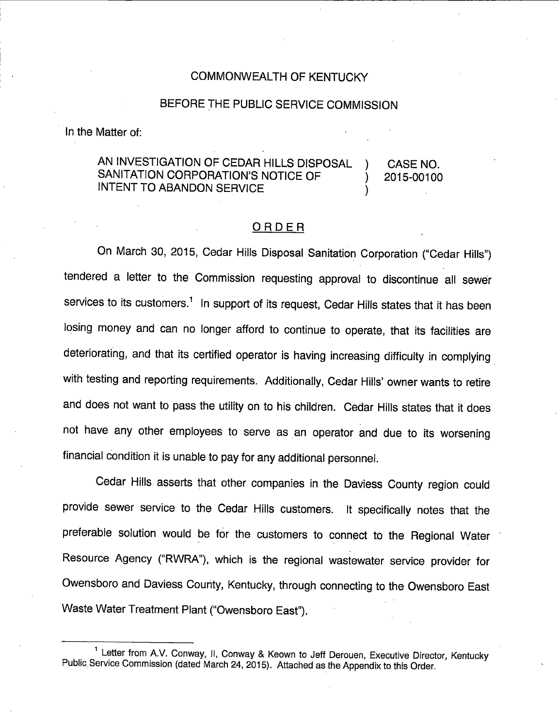COMMONWEALTH OF KENTUCKY

BEFORE THE PUBLIC SERVICE COMMISSION

In the Matter of:

| | | |
|---|---|---|
| AN INVESTIGATION OF CEDAR HILLS DISPOSAL SANITATION CORPORATION'S NOTICE OF INTENT TO ABANDON SERVICE | ) ) ) | CASE NO. 2015-00100 |

## ORDER

On March 30, 2015, Cedar Hills Disposal Sanitation Corporation ("Cedar Hills") tendered a letter to the Commission requesting approval to discontinue all sewer services to its customers.[1] In support of its request, Cedar Hills states that it has been losing money and can no longer afford to continue to operate, that its facilities are deteriorating, and that its certified operator is having increasing difficulty in complying with testing and reporting requirements. Additionally, Cedar Hills' owner wants to retire and does not want to pass the utility on to his children. Cedar Hills states that it does not have any other employees to serve as an operator and due to its worsening financial condition it is unable to pay for any additional personnel.

Cedar Hills asserts that other companies in the Daviess County region could provide sewer service to the Cedar Hills customers. It specifically notes that the preferable solution would be for the customers to connect to the Regional Water Resource Agency ("RWRA"), which is the regional wastewater service provider for Owensboro and Daviess County, Kentucky, through connecting to the Owensboro East Waste Water Treatment Plant ("Owensboro East").

---

[1] Letter from A.V. Conway, II, Conway & Keown to Jeff Derouen, Executive Director, Kentucky Public Service Commission (dated March 24, 2015). Attached as the Appendix to this Order.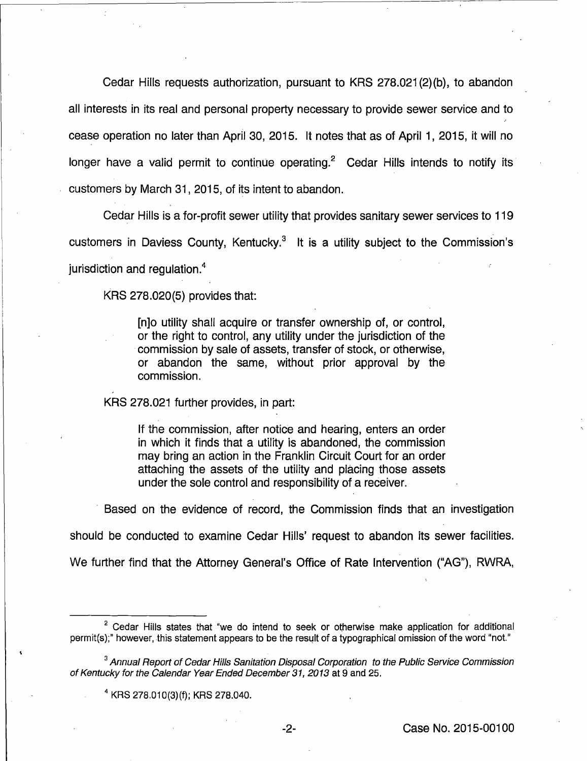Cedar Hills requests authorization, pursuant to KRS 278.021(2)(b), to abandon all interests in its real and personal property necessary to provide sewer service and to cease operation no later than April 30, 2015. It notes that as of April 1, 2015, it will no longer have a valid permit to continue operating.[2] Cedar Hills intends to notify its customers by March 31, 2015, of its intent to abandon.

Cedar Hills is a for-profit sewer utility that provides sanitary sewer services to 119 customers in Daviess County, Kentucky.[3] It is a utility subject to the Commission's jurisdiction and regulation.[4]

KRS 278.020(5) provides that:

> [n]o utility shall acquire or transfer ownership of, or control, or the right to control, any utility under the jurisdiction of the commission by sale of assets, transfer of stock, or otherwise, or abandon the same, without prior approval by the commission.

KRS 278.021 further provides, in part:

> If the commission, after notice and hearing, enters an order in which it finds that a utility is abandoned, the commission may bring an action in the Franklin Circuit Court for an order attaching the assets of the utility and placing those assets under the sole control and responsibility of a receiver.

Based on the evidence of record, the Commission finds that an investigation should be conducted to examine Cedar Hills' request to abandon its sewer facilities. We further find that the Attorney General's Office of Rate Intervention ("AG"), RWRA,

---

[2] Cedar Hills states that "we do intend to seek or otherwise make application for additional permit(s);" however, this statement appears to be the result of a typographical omission of the word "not."

[3] *Annual Report of Cedar Hills Sanitation Disposal Corporation to the Public Service Commission of Kentucky for the Calendar Year Ended December 31, 2013* at 9 and 25.

[4] KRS 278.010(3)(f); KRS 278.040.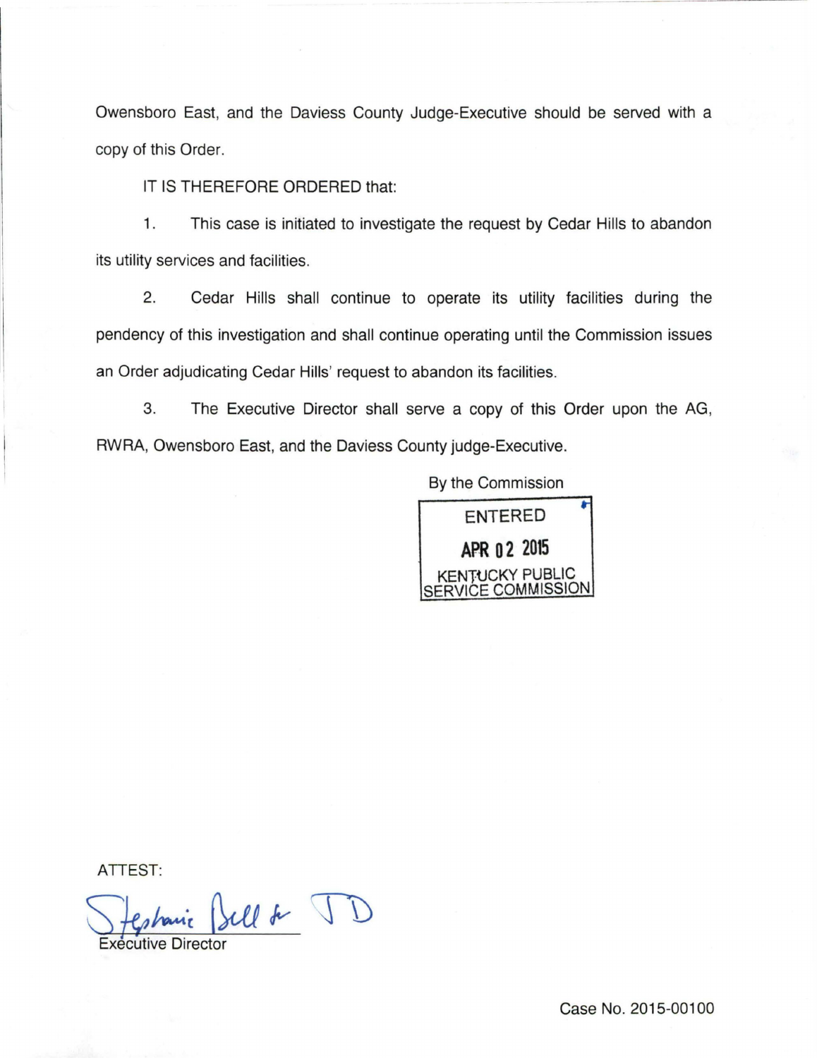Owensboro East, and the Daviess County Judge-Executive should be served with a copy of this Order.

IT IS THEREFORE ORDERED that:

1. This case is initiated to investigate the request by Cedar Hills to abandon its utility services and facilities.

2. Cedar Hills shall continue to operate its utility facilities during the pendency of this investigation and shall continue operating until the Commission issues an Order adjudicating Cedar Hills' request to abandon its facilities.

3. The Executive Director shall serve a copy of this Order upon the AG, RWRA, Owensboro East, and the Daviess County judge-Executive.

By the Commission

ENTERED
APR 02 2015
KENTUCKY PUBLIC SERVICE COMMISSION

ATTEST:

Stephanie Bell for JD

Executive Director

Case No. 2015-00100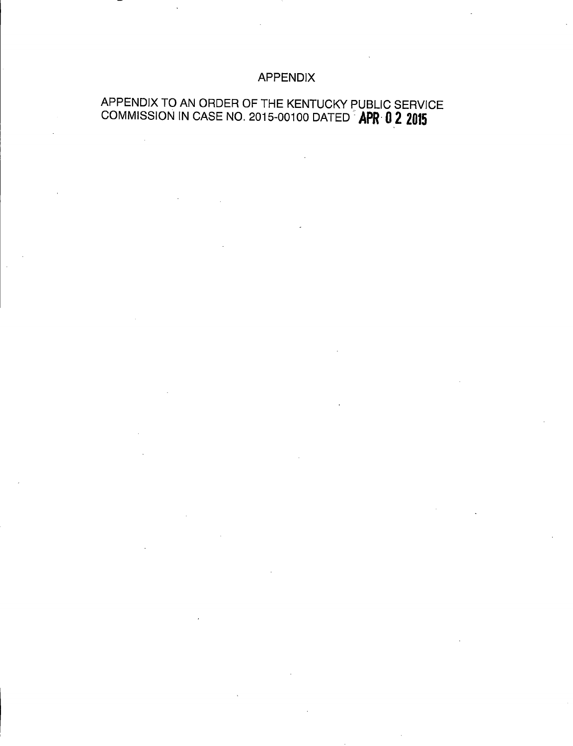# APPENDIX

APPENDIX TO AN ORDER OF THE KENTUCKY PUBLIC SERVICE COMMISSION IN CASE NO. 2015-00100 DATED **APR 02 2015**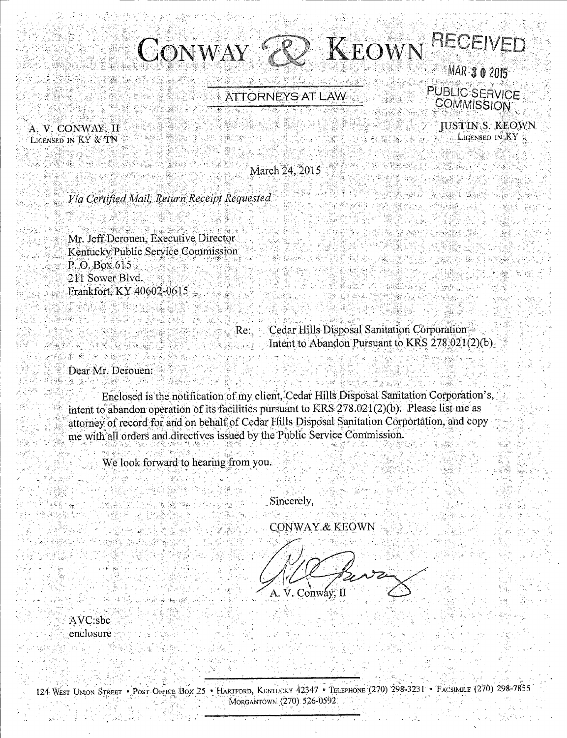# CONWAY & KEOWN

ATTORNEYS AT LAW

RECEIVED

MAR 30 2015

PUBLIC SERVICE COMMISSION

A. V. CONWAY, II
LICENSED IN KY & TN

JUSTIN S. KEOWN
LICENSED IN KY

March 24, 2015

*Via Certified Mail, Return Receipt Requested*

Mr. Jeff Derouen, Executive Director
Kentucky Public Service Commission
P. O. Box 615
211 Sower Blvd.
Frankfort, KY 40602-0615

Re: Cedar Hills Disposal Sanitation Corporation –
Intent to Abandon Pursuant to KRS 278.021(2)(b)

Dear Mr. Derouen:

Enclosed is the notification of my client, Cedar Hills Disposal Sanitation Corporation's, intent to abandon operation of its facilities pursuant to KRS 278.021(2)(b). Please list me as attorney of record for and on behalf of Cedar Hills Disposal Sanitation Corportation, and copy me with all orders and directives issued by the Public Service Commission.

We look forward to hearing from you.

Sincerely,

CONWAY & KEOWN

A. V. Conway, II

AVC:sbc
enclosure

124 WEST UNION STREET • POST OFFICE BOX 25 • HARTFORD, KENTUCKY 42347 • TELEPHONE (270) 298-3231 • FACSIMILE (270) 298-7855
MORGANTOWN (270) 526-0592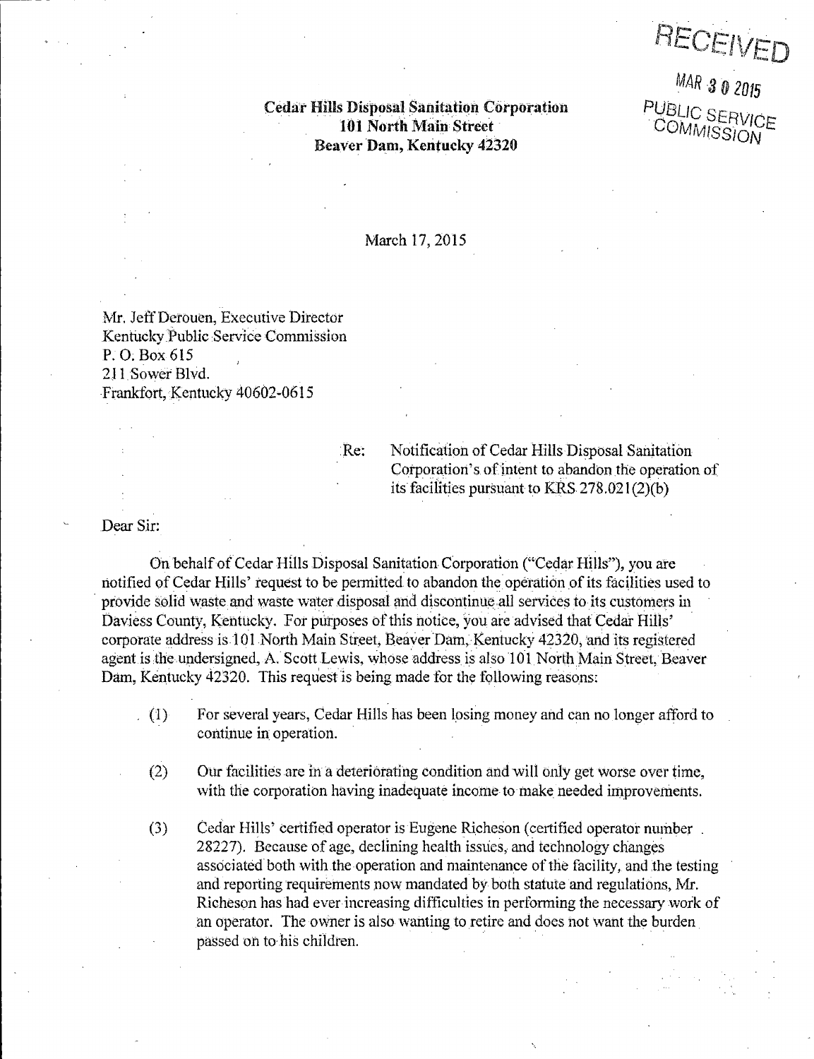RECEIVED

MAR 30 2015

PUBLIC SERVICE COMMISSION

**Cedar Hills Disposal Sanitation Corporation**
**101 North Main Street**
**Beaver Dam, Kentucky 42320**

March 17, 2015

Mr. Jeff Derouen, Executive Director
Kentucky Public Service Commission
P. O. Box 615
211 Sower Blvd.
Frankfort, Kentucky 40602-0615

Re: Notification of Cedar Hills Disposal Sanitation Corporation's of intent to abandon the operation of its facilities pursuant to KRS 278.021(2)(b)

Dear Sir:

On behalf of Cedar Hills Disposal Sanitation Corporation ("Cedar Hills"), you are notified of Cedar Hills' request to be permitted to abandon the operation of its facilities used to provide solid waste and waste water disposal and discontinue all services to its customers in Daviess County, Kentucky. For purposes of this notice, you are advised that Cedar Hills' corporate address is 101 North Main Street, Beaver Dam, Kentucky 42320, and its registered agent is the undersigned, A. Scott Lewis, whose address is also 101 North Main Street, Beaver Dam, Kentucky 42320. This request is being made for the following reasons:

(1) For several years, Cedar Hills has been losing money and can no longer afford to continue in operation.

(2) Our facilities are in a deteriorating condition and will only get worse over time, with the corporation having inadequate income to make needed improvements.

(3) Cedar Hills' certified operator is Eugene Richeson (certified operator number 28227). Because of age, declining health issues, and technology changes associated both with the operation and maintenance of the facility, and the testing and reporting requirements now mandated by both statute and regulations, Mr. Richeson has had ever increasing difficulties in performing the necessary work of an operator. The owner is also wanting to retire and does not want the burden passed on to his children.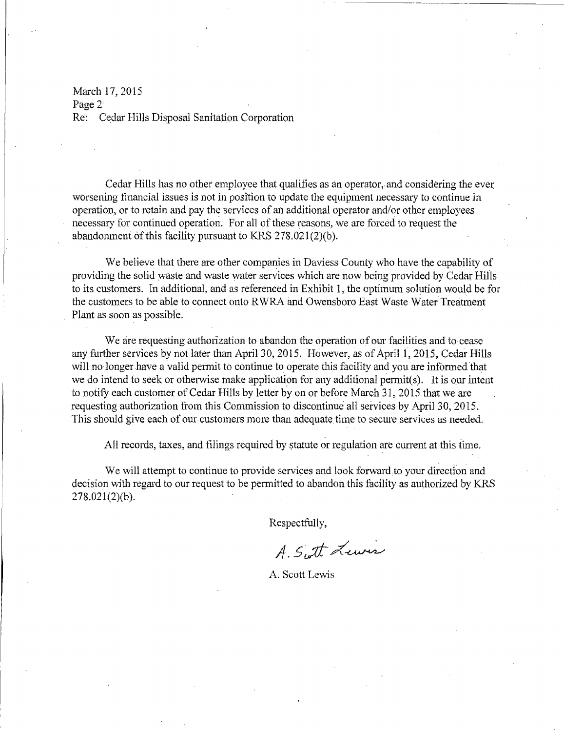March 17, 2015
Page 2
Re: Cedar Hills Disposal Sanitation Corporation

Cedar Hills has no other employee that qualifies as an operator, and considering the ever worsening financial issues is not in position to update the equipment necessary to continue in operation, or to retain and pay the services of an additional operator and/or other employees necessary for continued operation. For all of these reasons, we are forced to request the abandonment of this facility pursuant to KRS 278.021(2)(b).

We believe that there are other companies in Daviess County who have the capability of providing the solid waste and waste water services which are now being provided by Cedar Hills to its customers. In additional, and as referenced in Exhibit 1, the optimum solution would be for the customers to be able to connect onto RWRA and Owensboro East Waste Water Treatment Plant as soon as possible.

We are requesting authorization to abandon the operation of our facilities and to cease any further services by not later than April 30, 2015. However, as of April 1, 2015, Cedar Hills will no longer have a valid permit to continue to operate this facility and you are informed that we do intend to seek or otherwise make application for any additional permit(s). It is our intent to notify each customer of Cedar Hills by letter by on or before March 31, 2015 that we are requesting authorization from this Commission to discontinue all services by April 30, 2015. This should give each of our customers more than adequate time to secure services as needed.

All records, taxes, and filings required by statute or regulation are current at this time.

We will attempt to continue to provide services and look forward to your direction and decision with regard to our request to be permitted to abandon this facility as authorized by KRS 278.021(2)(b).

Respectfully,

A. Scott Lewis

A. Scott Lewis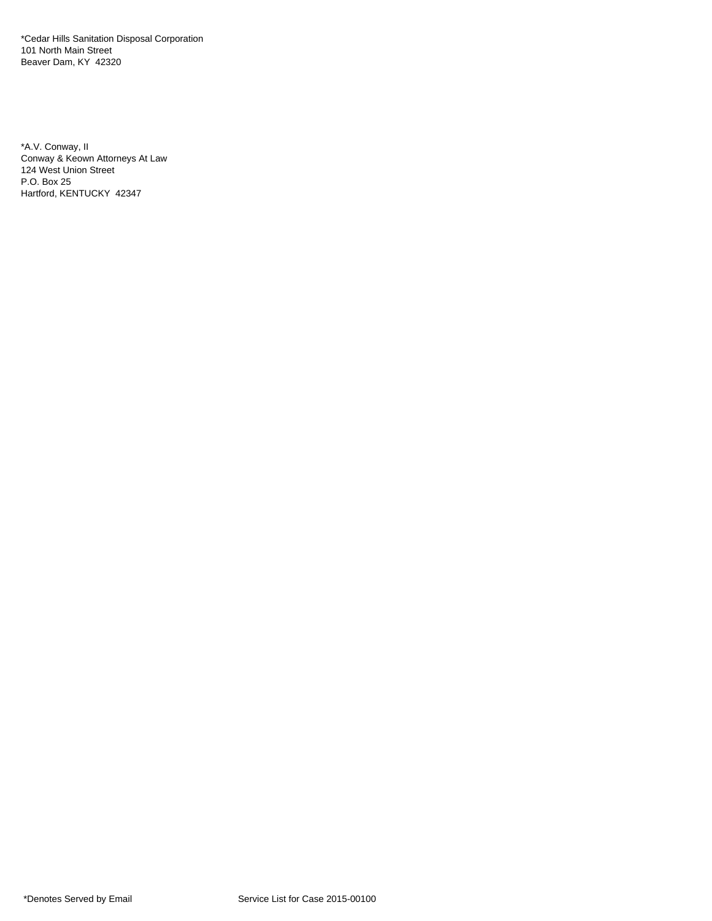*Cedar Hills Sanitation Disposal Corporation
101 North Main Street
Beaver Dam, KY  42320

*A.V. Conway, II
Conway & Keown Attorneys At Law
124 West Union Street
P.O. Box 25
Hartford, KENTUCKY  42347